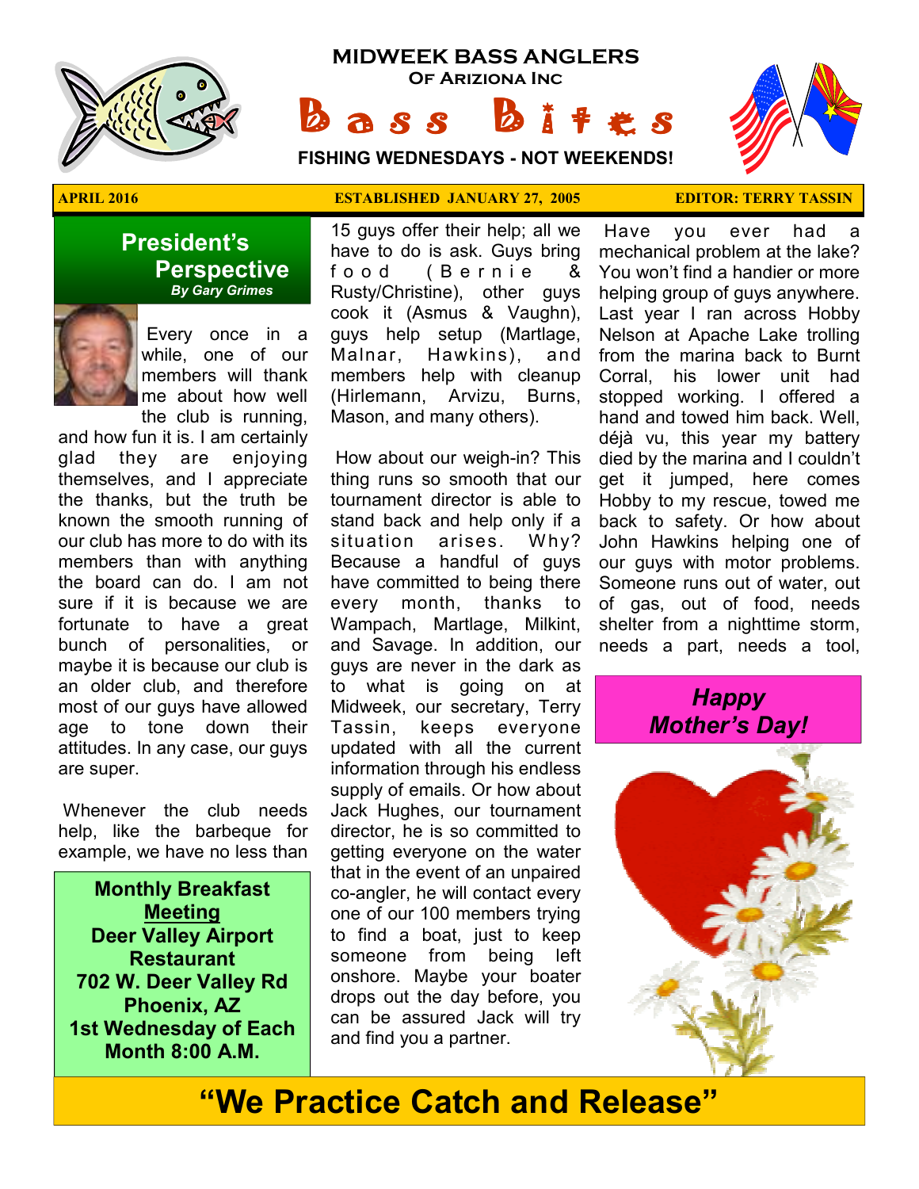# MIDWEEK BASS ANGLERS

**Of Ariziona Inc**

# Bass Bites

**FISHING WEDNESDAYS - NOT WEEKENDS!**

**APRIL 2016** | **ESTABLISHED JANUARY 27, 2005** | **EDITOR: TERRY TASSIN**

## President's Perspective

***By Gary Grimes***

Every once in a while, one of our members will thank me about how well the club is running, and how fun it is. I am certainly glad they are enjoying themselves, and I appreciate the thanks, but the truth be known the smooth running of our club has more to do with its members than with anything the board can do. I am not sure if it is because we are fortunate to have a great bunch of personalities, or maybe it is because our club is an older club, and therefore most of our guys have allowed age to tone down their attitudes. In any case, our guys are super.

Whenever the club needs help, like the barbeque for example, we have no less than 15 guys offer their help; all we have to do is ask. Guys bring food (Bernie & Rusty/Christine), other guys cook it (Asmus & Vaughn), guys help setup (Martlage, Malnar, Hawkins), and members help with cleanup (Hirlemann, Arvizu, Burns, Mason, and many others).

How about our weigh-in? This thing runs so smooth that our tournament director is able to stand back and help only if a situation arises. Why? Because a handful of guys have committed to being there every month, thanks to Wampach, Martlage, Milkint, and Savage. In addition, our guys are never in the dark as to what is going on at Midweek, our secretary, Terry Tassin, keeps everyone updated with all the current information through his endless supply of emails. Or how about Jack Hughes, our tournament director, he is so committed to getting everyone on the water that in the event of an unpaired co-angler, he will contact every one of our 100 members trying to find a boat, just to keep someone from being left onshore. Maybe your boater drops out the day before, you can be assured Jack will try and find you a partner.

Have you ever had a mechanical problem at the lake? You won't find a handier or more helping group of guys anywhere. Last year I ran across Hobby Nelson at Apache Lake trolling from the marina back to Burnt Corral, his lower unit had stopped working. I offered a hand and towed him back. Well, déjà vu, this year my battery died by the marina and I couldn't get it jumped, here comes Hobby to my rescue, towed me back to safety. Or how about John Hawkins helping one of our guys with motor problems. Someone runs out of water, out of gas, out of food, needs shelter from a nighttime storm, needs a part, needs a tool,

**Monthly Breakfast Meeting**
**Deer Valley Airport Restaurant**
**702 W. Deer Valley Rd**
**Phoenix, AZ**
**1st Wednesday of Each Month 8:00 A.M.**

***Happy Mother's Day!***

## "We Practice Catch and Release"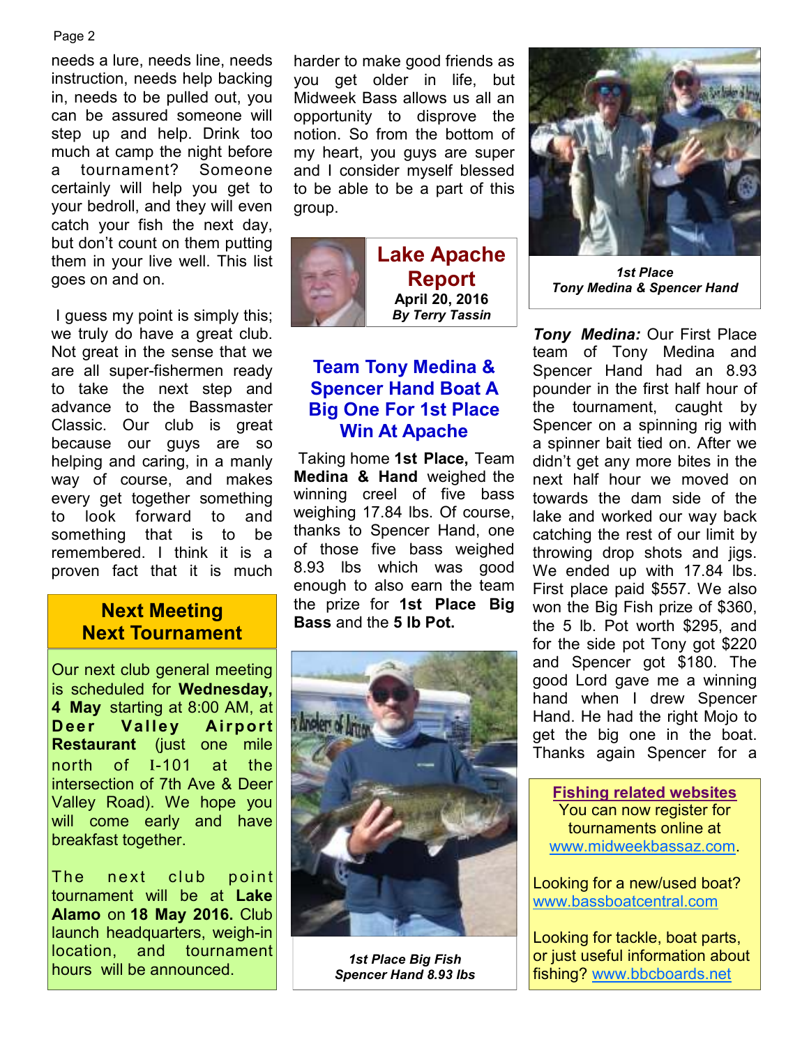needs a lure, needs line, needs instruction, needs help backing in, needs to be pulled out, you can be assured someone will step up and help. Drink too much at camp the night before a tournament? Someone certainly will help you get to your bedroll, and they will even catch your fish the next day, but don't count on them putting them in your live well. This list goes on and on.

I guess my point is simply this; we truly do have a great club. Not great in the sense that we are all super-fishermen ready to take the next step and advance to the Bassmaster Classic. Our club is great because our guys are so helping and caring, in a manly way of course, and makes every get together something to look forward to and something that is to be remembered. I think it is a proven fact that it is much harder to make good friends as you get older in life, but Midweek Bass allows us all an opportunity to disprove the notion. So from the bottom of my heart, you guys are super and I consider myself blessed to be able to be a part of this group.

## Next Meeting
## Next Tournament

Our next club general meeting is scheduled for **Wednesday, 4 May** starting at 8:00 AM, at **Deer Valley Airport Restaurant** (just one mile north of I-101 at the intersection of 7th Ave & Deer Valley Road). We hope you will come early and have breakfast together.

The next club point tournament will be at **Lake Alamo** on **18 May 2016.** Club launch headquarters, weigh-in location, and tournament hours will be announced.

## Lake Apache Report

**April 20, 2016**
*By Terry Tassin*

## Team Tony Medina & Spencer Hand Boat A Big One For 1st Place Win At Apache

Taking home **1st Place,** Team **Medina & Hand** weighed the winning creel of five bass weighing 17.84 lbs. Of course, thanks to Spencer Hand, one of those five bass weighed 8.93 lbs which was good enough to also earn the team the prize for **1st Place Big Bass** and the **5 lb Pot.**

*1st Place Big Fish*
*Spencer Hand 8.93 lbs*

*1st Place*
*Tony Medina & Spencer Hand*

***Tony Medina:*** Our First Place team of Tony Medina and Spencer Hand had an 8.93 pounder in the first half hour of the tournament, caught by Spencer on a spinning rig with a spinner bait tied on. After we didn't get any more bites in the next half hour we moved on towards the dam side of the lake and worked our way back catching the rest of our limit by throwing drop shots and jigs. We ended up with 17.84 lbs. First place paid $557. We also won the Big Fish prize of $360, the 5 lb. Pot worth $295, and for the side pot Tony got $220 and Spencer got $180. The good Lord gave me a winning hand when I drew Spencer Hand. He had the right Mojo to get the big one in the boat. Thanks again Spencer for a

**Fishing related websites**

You can now register for tournaments online at www.midweekbassaz.com.

Looking for a new/used boat? www.bassboatcentral.com

Looking for tackle, boat parts, or just useful information about fishing? www.bbcboards.net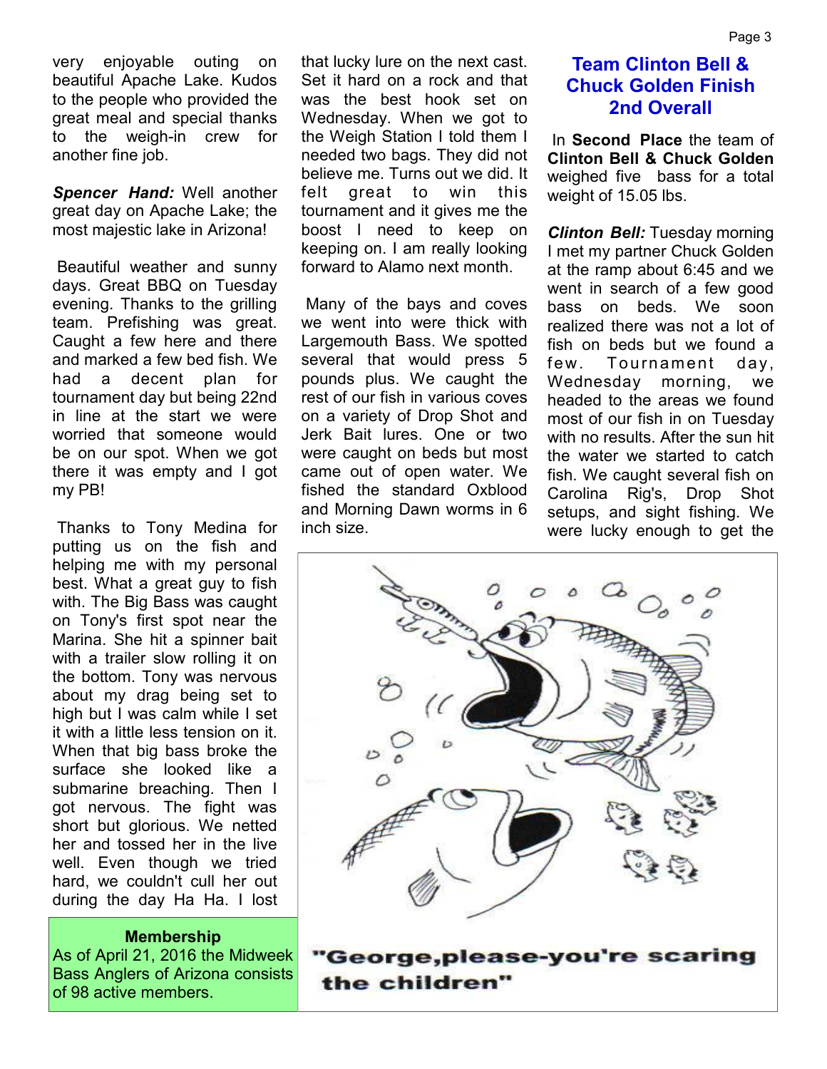very enjoyable outing on beautiful Apache Lake. Kudos to the people who provided the great meal and special thanks to the weigh-in crew for another fine job.

***Spencer Hand:*** Well another great day on Apache Lake; the most majestic lake in Arizona!

Beautiful weather and sunny days. Great BBQ on Tuesday evening. Thanks to the grilling team. Prefishing was great. Caught a few here and there and marked a few bed fish. We had a decent plan for tournament day but being 22nd in line at the start we were worried that someone would be on our spot. When we got there it was empty and I got my PB!

Thanks to Tony Medina for putting us on the fish and helping me with my personal best. What a great guy to fish with. The Big Bass was caught on Tony's first spot near the Marina. She hit a spinner bait with a trailer slow rolling it on the bottom. Tony was nervous about my drag being set to high but I was calm while I set it with a little less tension on it. When that big bass broke the surface she looked like a submarine breaching. Then I got nervous. The fight was short but glorious. We netted her and tossed her in the live well. Even though we tried hard, we couldn't cull her out during the day Ha Ha. I lost that lucky lure on the next cast. Set it hard on a rock and that was the best hook set on Wednesday. When we got to the Weigh Station I told them I needed two bags. They did not believe me. Turns out we did. It felt great to win this tournament and it gives me the boost I need to keep on keeping on. I am really looking forward to Alamo next month.

Many of the bays and coves we went into were thick with Largemouth Bass. We spotted several that would press 5 pounds plus. We caught the rest of our fish in various coves on a variety of Drop Shot and Jerk Bait lures. One or two were caught on beds but most came out of open water. We fished the standard Oxblood and Morning Dawn worms in 6 inch size.

**Membership**

As of April 21, 2016 the Midweek Bass Anglers of Arizona consists of 98 active members.

## Team Clinton Bell & Chuck Golden Finish 2nd Overall

In **Second Place** the team of **Clinton Bell & Chuck Golden** weighed five bass for a total weight of 15.05 lbs.

***Clinton Bell:*** Tuesday morning I met my partner Chuck Golden at the ramp about 6:45 and we went in search of a few good bass on beds. We soon realized there was not a lot of fish on beds but we found a few. Tournament day, Wednesday morning, we headed to the areas we found most of our fish in on Tuesday with no results. After the sun hit the water we started to catch fish. We caught several fish on Carolina Rig's, Drop Shot setups, and sight fishing. We were lucky enough to get the

"George, please-you're scaring the children"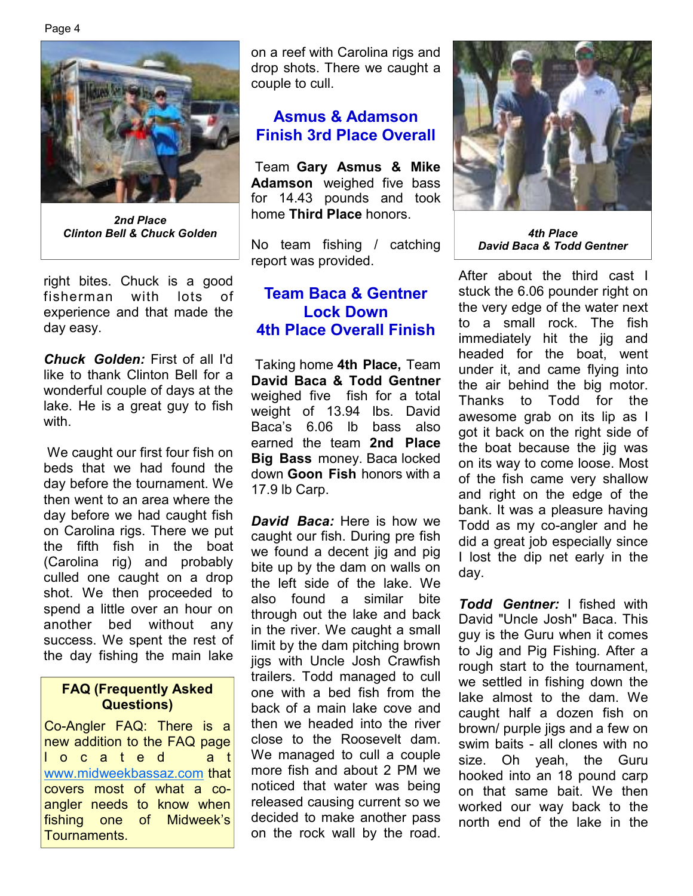*2nd Place*
*Clinton Bell & Chuck Golden*

right bites. Chuck is a good fisherman with lots of experience and that made the day easy.

***Chuck Golden:*** First of all I'd like to thank Clinton Bell for a wonderful couple of days at the lake. He is a great guy to fish with.

We caught our first four fish on beds that we had found the day before the tournament. We then went to an area where the day before we had caught fish on Carolina rigs. There we put the fifth fish in the boat (Carolina rig) and probably culled one caught on a drop shot. We then proceeded to spend a little over an hour on another bed without any success. We spent the rest of the day fishing the main lake

**FAQ (Frequently Asked Questions)**

Co-Angler FAQ: There is a new addition to the FAQ page located at www.midweekbassaz.com that covers most of what a co-angler needs to know when fishing one of Midweek's Tournaments.

on a reef with Carolina rigs and drop shots. There we caught a couple to cull.

## Asmus & Adamson Finish 3rd Place Overall

Team **Gary Asmus & Mike Adamson** weighed five bass for 14.43 pounds and took home **Third Place** honors.

No team fishing / catching report was provided.

## Team Baca & Gentner Lock Down 4th Place Overall Finish

Taking home **4th Place,** Team **David Baca & Todd Gentner** weighed five fish for a total weight of 13.94 lbs. David Baca's 6.06 lb bass also earned the team **2nd Place Big Bass** money. Baca locked down **Goon Fish** honors with a 17.9 lb Carp.

***David Baca:*** Here is how we caught our fish. During pre fish we found a decent jig and pig bite up by the dam on walls on the left side of the lake. We also found a similar bite through out the lake and back in the river. We caught a small limit by the dam pitching brown jigs with Uncle Josh Crawfish trailers. Todd managed to cull one with a bed fish from the back of a main lake cove and then we headed into the river close to the Roosevelt dam. We managed to cull a couple more fish and about 2 PM we noticed that water was being released causing current so we decided to make another pass on the rock wall by the road.

*4th Place*
*David Baca & Todd Gentner*

After about the third cast I stuck the 6.06 pounder right on the very edge of the water next to a small rock. The fish immediately hit the jig and headed for the boat, went under it, and came flying into the air behind the big motor. Thanks to Todd for the awesome grab on its lip as I got it back on the right side of the boat because the jig was on its way to come loose. Most of the fish came very shallow and right on the edge of the bank. It was a pleasure having Todd as my co-angler and he did a great job especially since I lost the dip net early in the day.

***Todd Gentner:*** I fished with David "Uncle Josh" Baca. This guy is the Guru when it comes to Jig and Pig Fishing. After a rough start to the tournament, we settled in fishing down the lake almost to the dam. We caught half a dozen fish on brown/ purple jigs and a few on swim baits - all clones with no size. Oh yeah, the Guru hooked into an 18 pound carp on that same bait. We then worked our way back to the north end of the lake in the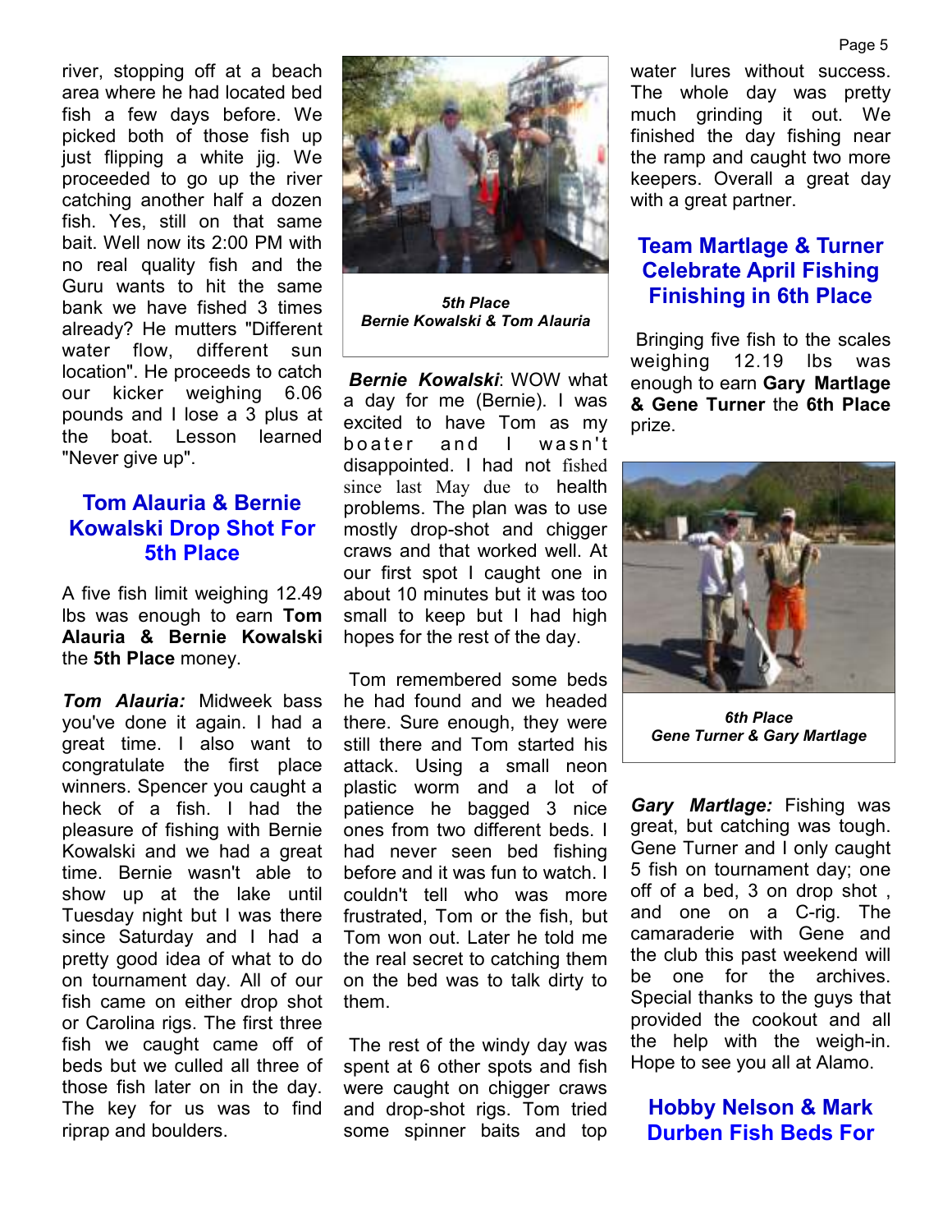river, stopping off at a beach area where he had located bed fish a few days before. We picked both of those fish up just flipping a white jig. We proceeded to go up the river catching another half a dozen fish. Yes, still on that same bait. Well now its 2:00 PM with no real quality fish and the Guru wants to hit the same bank we have fished 3 times already? He mutters "Different water flow, different sun location". He proceeds to catch our kicker weighing 6.06 pounds and I lose a 3 plus at the boat. Lesson learned "Never give up".

## Tom Alauria & Bernie Kowalski Drop Shot For 5th Place

A five fish limit weighing 12.49 lbs was enough to earn **Tom Alauria & Bernie Kowalski** the **5th Place** money.

***Tom Alauria:*** Midweek bass you've done it again. I had a great time. I also want to congratulate the first place winners. Spencer you caught a heck of a fish. I had the pleasure of fishing with Bernie Kowalski and we had a great time. Bernie wasn't able to show up at the lake until Tuesday night but I was there since Saturday and I had a pretty good idea of what to do on tournament day. All of our fish came on either drop shot or Carolina rigs. The first three fish we caught came off of beds but we culled all three of those fish later on in the day. The key for us was to find riprap and boulders.

***5th Place***
***Bernie Kowalski & Tom Alauria***

***Bernie Kowalski***: WOW what a day for me (Bernie). I was excited to have Tom as my boater and I wasn't disappointed. I had not fished since last May due to health problems. The plan was to use mostly drop-shot and chigger craws and that worked well. At our first spot I caught one in about 10 minutes but it was too small to keep but I had high hopes for the rest of the day.

Tom remembered some beds he had found and we headed there. Sure enough, they were still there and Tom started his attack. Using a small neon plastic worm and a lot of patience he bagged 3 nice ones from two different beds. I had never seen bed fishing before and it was fun to watch. I couldn't tell who was more frustrated, Tom or the fish, but Tom won out. Later he told me the real secret to catching them on the bed was to talk dirty to them.

The rest of the windy day was spent at 6 other spots and fish were caught on chigger craws and drop-shot rigs. Tom tried some spinner baits and top water lures without success. The whole day was pretty much grinding it out. We finished the day fishing near the ramp and caught two more keepers. Overall a great day with a great partner.

## Team Martlage & Turner Celebrate April Fishing Finishing in 6th Place

Bringing five fish to the scales weighing 12.19 lbs was enough to earn **Gary Martlage & Gene Turner** the **6th Place** prize.

***6th Place***
***Gene Turner & Gary Martlage***

***Gary Martlage:*** Fishing was great, but catching was tough. Gene Turner and I only caught 5 fish on tournament day; one off of a bed, 3 on drop shot , and one on a C-rig. The camaraderie with Gene and the club this past weekend will be one for the archives. Special thanks to the guys that provided the cookout and all the help with the weigh-in. Hope to see you all at Alamo.

## Hobby Nelson & Mark Durben Fish Beds For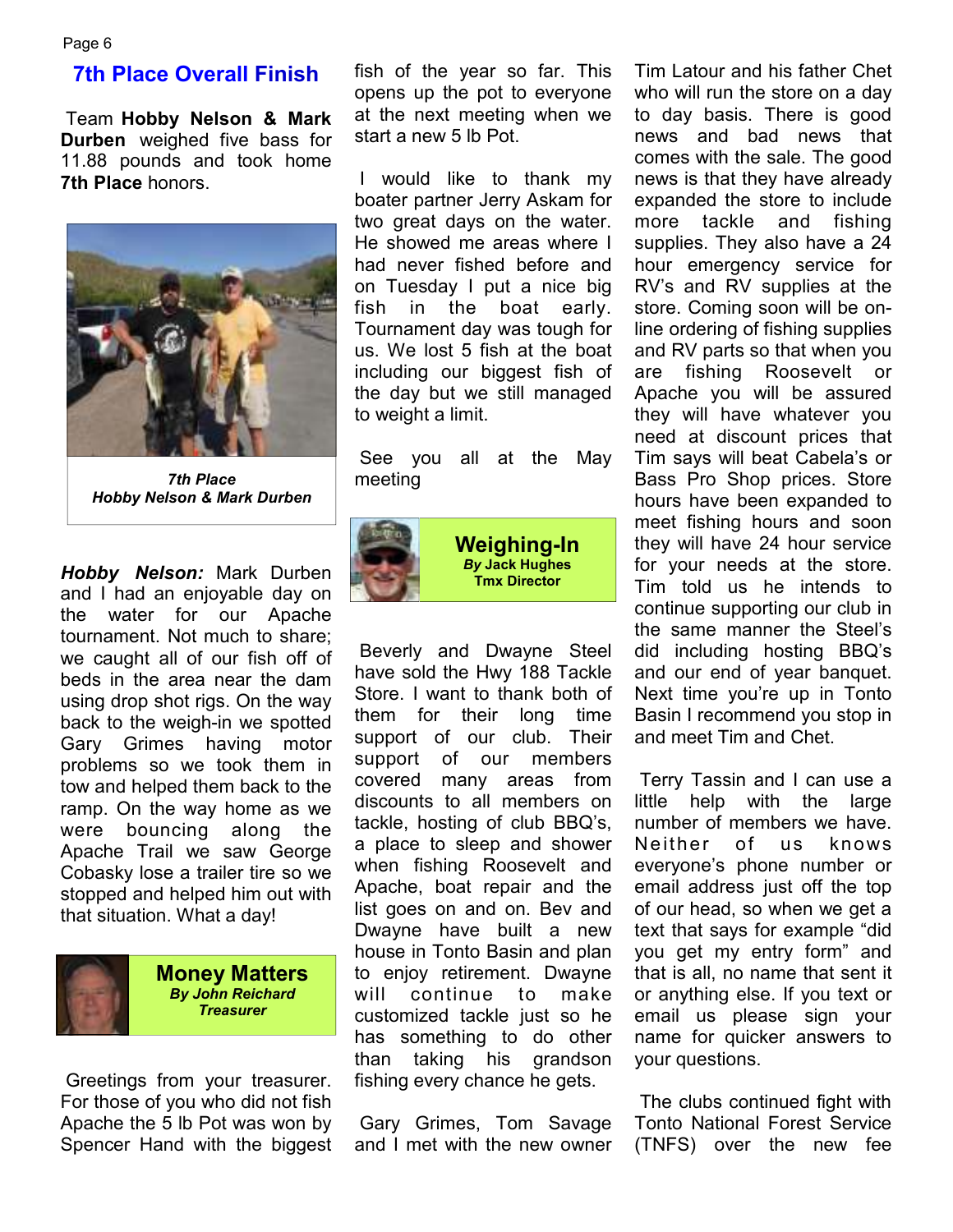## 7th Place Overall Finish

Team **Hobby Nelson & Mark Durben** weighed five bass for 11.88 pounds and took home **7th Place** honors.

***7th Place***
***Hobby Nelson & Mark Durben***

***Hobby Nelson:*** Mark Durben and I had an enjoyable day on the water for our Apache tournament. Not much to share; we caught all of our fish off of beds in the area near the dam using drop shot rigs. On the way back to the weigh-in we spotted Gary Grimes having motor problems so we took them in tow and helped them back to the ramp. On the way home as we were bouncing along the Apache Trail we saw George Cobasky lose a trailer tire so we stopped and helped him out with that situation. What a day!

## Money Matters

***By John Reichard***
***Treasurer***

Greetings from your treasurer. For those of you who did not fish Apache the 5 lb Pot was won by Spencer Hand with the biggest fish of the year so far. This opens up the pot to everyone at the next meeting when we start a new 5 lb Pot.

I would like to thank my boater partner Jerry Askam for two great days on the water. He showed me areas where I had never fished before and on Tuesday I put a nice big fish in the boat early. Tournament day was tough for us. We lost 5 fish at the boat including our biggest fish of the day but we still managed to weight a limit.

See you all at the May meeting

## Weighing-In

***By* Jack Hughes**
**Tmx Director**

Beverly and Dwayne Steel have sold the Hwy 188 Tackle Store. I want to thank both of them for their long time support of our club. Their support of our members covered many areas from discounts to all members on tackle, hosting of club BBQ's, a place to sleep and shower when fishing Roosevelt and Apache, boat repair and the list goes on and on. Bev and Dwayne have built a new house in Tonto Basin and plan to enjoy retirement. Dwayne will continue to make customized tackle just so he has something to do other than taking his grandson fishing every chance he gets.

Gary Grimes, Tom Savage and I met with the new owner Tim Latour and his father Chet who will run the store on a day to day basis. There is good news and bad news that comes with the sale. The good news is that they have already expanded the store to include more tackle and fishing supplies. They also have a 24 hour emergency service for RV's and RV supplies at the store. Coming soon will be on-line ordering of fishing supplies and RV parts so that when you are fishing Roosevelt or Apache you will be assured they will have whatever you need at discount prices that Tim says will beat Cabela's or Bass Pro Shop prices. Store hours have been expanded to meet fishing hours and soon they will have 24 hour service for your needs at the store. Tim told us he intends to continue supporting our club in the same manner the Steel's did including hosting BBQ's and our end of year banquet. Next time you're up in Tonto Basin I recommend you stop in and meet Tim and Chet.

Terry Tassin and I can use a little help with the large number of members we have. Neither of us knows everyone's phone number or email address just off the top of our head, so when we get a text that says for example "did you get my entry form" and that is all, no name that sent it or anything else. If you text or email us please sign your name for quicker answers to your questions.

The clubs continued fight with Tonto National Forest Service (TNFS) over the new fee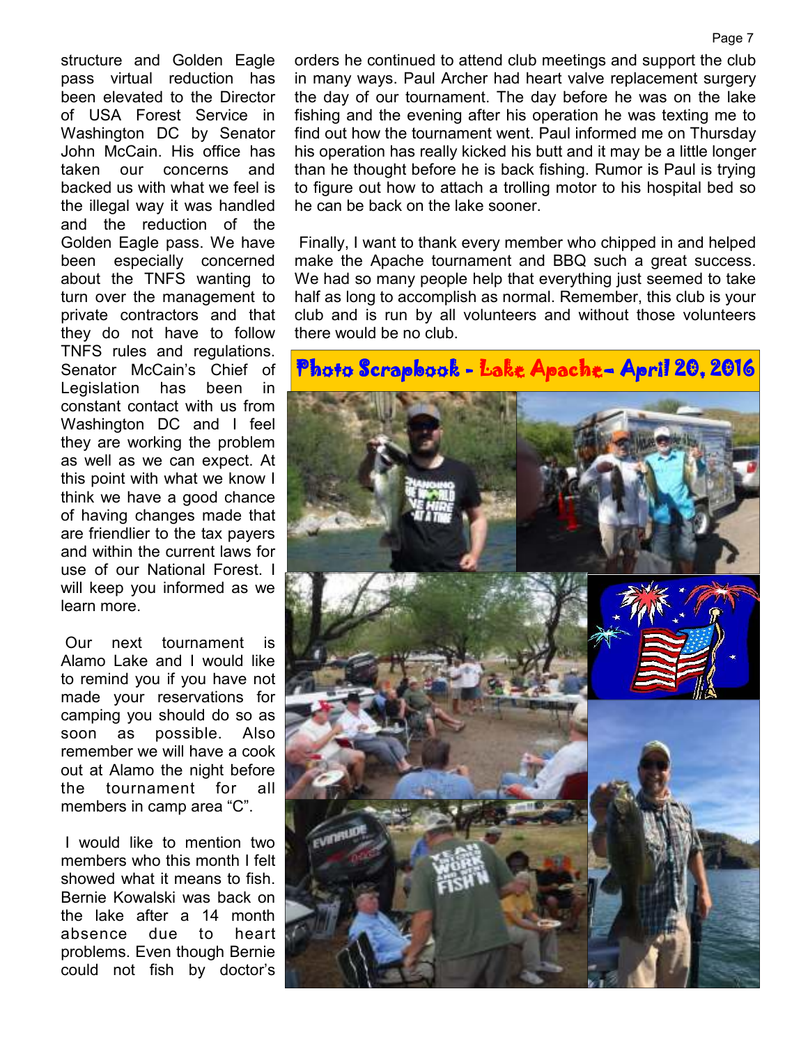structure and Golden Eagle pass virtual reduction has been elevated to the Director of USA Forest Service in Washington DC by Senator John McCain. His office has taken our concerns and backed us with what we feel is the illegal way it was handled and the reduction of the Golden Eagle pass. We have been especially concerned about the TNFS wanting to turn over the management to private contractors and that they do not have to follow TNFS rules and regulations. Senator McCain's Chief of Legislation has been in constant contact with us from Washington DC and I feel they are working the problem as well as we can expect. At this point with what we know I think we have a good chance of having changes made that are friendlier to the tax payers and within the current laws for use of our National Forest. I will keep you informed as we learn more.

Our next tournament is Alamo Lake and I would like to remind you if you have not made your reservations for camping you should do so as soon as possible. Also remember we will have a cook out at Alamo the night before the tournament for all members in camp area "C".

I would like to mention two members who this month I felt showed what it means to fish. Bernie Kowalski was back on the lake after a 14 month absence due to heart problems. Even though Bernie could not fish by doctor's orders he continued to attend club meetings and support the club in many ways. Paul Archer had heart valve replacement surgery the day of our tournament. The day before he was on the lake fishing and the evening after his operation he was texting me to find out how the tournament went. Paul informed me on Thursday his operation has really kicked his butt and it may be a little longer than he thought before he is back fishing. Rumor is Paul is trying to figure out how to attach a trolling motor to his hospital bed so he can be back on the lake sooner.

Finally, I want to thank every member who chipped in and helped make the Apache tournament and BBQ such a great success. We had so many people help that everything just seemed to take half as long to accomplish as normal. Remember, this club is your club and is run by all volunteers and without those volunteers there would be no club.

## Photo Scrapbook - Lake Apache- April 20, 2016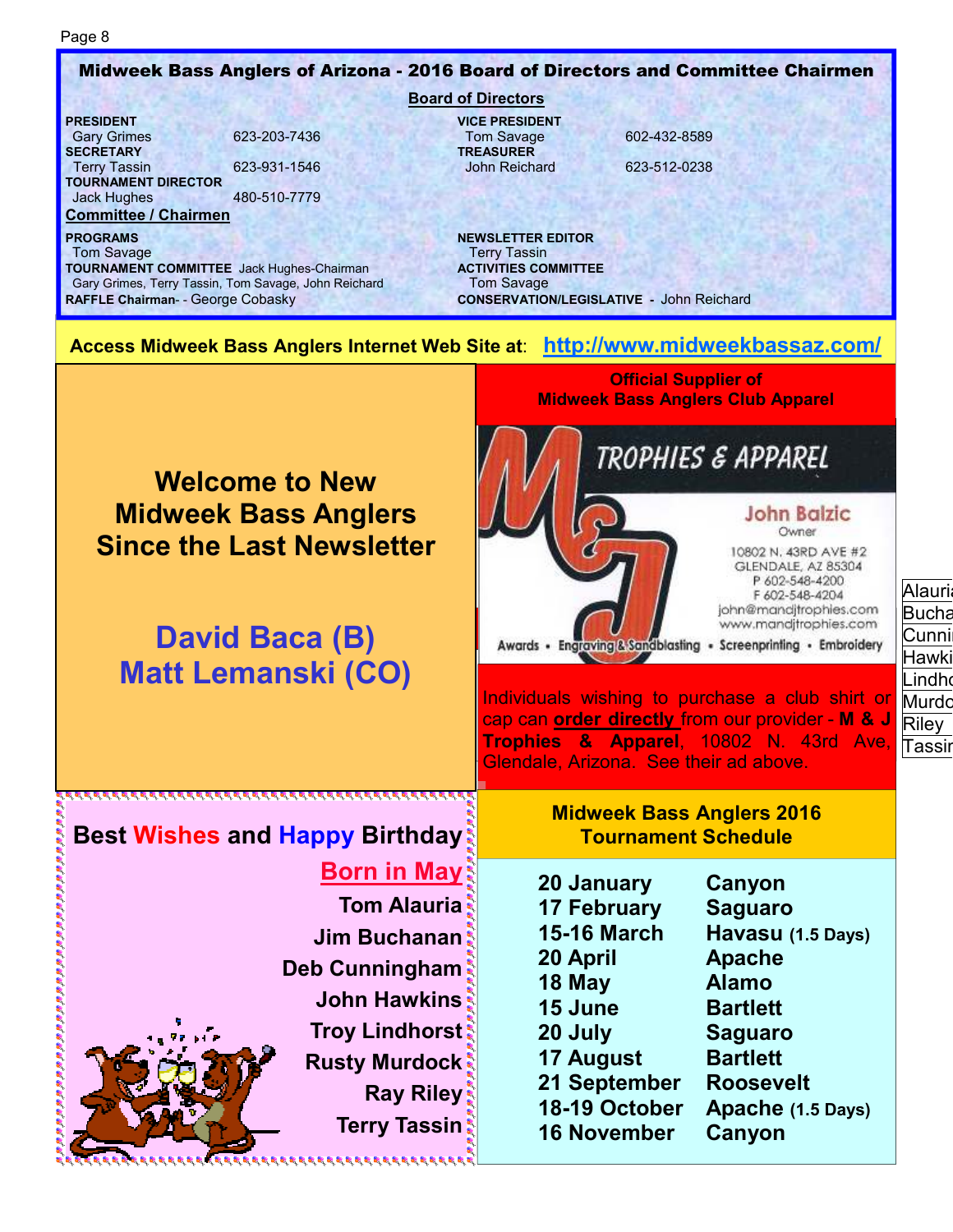## Midweek Bass Anglers of Arizona - 2016 Board of Directors and Committee Chairmen

### Board of Directors

**PRESIDENT**
Gary Grimes 623-203-7436

**VICE PRESIDENT**
Tom Savage 602-432-8589

**SECRETARY**
Terry Tassin 623-931-1546

**TREASURER**
John Reichard 623-512-0238

**TOURNAMENT DIRECTOR**
Jack Hughes 480-510-7779

### Committee / Chairmen

**PROGRAMS**
Tom Savage

**NEWSLETTER EDITOR**
Terry Tassin

**TOURNAMENT COMMITTEE** Jack Hughes-Chairman
Gary Grimes, Terry Tassin, Tom Savage, John Reichard

**ACTIVITIES COMMITTEE**
Tom Savage

**RAFFLE Chairman**- - George Cobasky

**CONSERVATION/LEGISLATIVE** - John Reichard

**Access Midweek Bass Anglers Internet Web Site at**: http://www.midweekbassaz.com/

## Welcome to New Midweek Bass Anglers Since the Last Newsletter

**David Baca (B)**
**Matt Lemanski (CO)**

**Official Supplier of Midweek Bass Anglers Club Apparel**

TROPHIES & APPAREL

John Balzic
Owner
10802 N. 43RD AVE #2
GLENDALE, AZ 85304
P 602-548-4200
F 602-548-4204
john@mandjtrophies.com
www.mandjtrophies.com

Awards • Engraving & Sandblasting • Screenprinting • Embroidery

Individuals wishing to purchase a club shirt or cap can **order directly** from our provider - **M & J Trophies & Apparel**, 10802 N. 43rd Ave, Glendale, Arizona. See their ad above.

## Best Wishes and Happy Birthday

**Born in May**

Tom Alauria
Jim Buchanan
Deb Cunningham
John Hawkins
Troy Lindhorst
Rusty Murdock
Ray Riley
Terry Tassin

## Midweek Bass Anglers 2016 Tournament Schedule

| | |
|---|---|
| 20 January | Canyon |
| 17 February | Saguaro |
| 15-16 March | Havasu (1.5 Days) |
| 20 April | Apache |
| 18 May | Alamo |
| 15 June | Bartlett |
| 20 July | Saguaro |
| 17 August | Bartlett |
| 21 September | Roosevelt |
| 18-19 October | Apache (1.5 Days) |
| 16 November | Canyon |